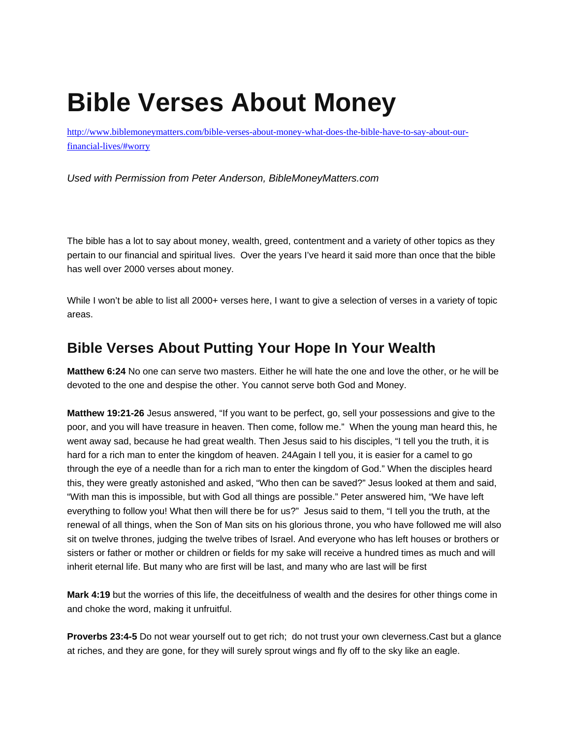# Bible Verses About Money

http://www.biblemoneymatters.com/bible-verses-about-money-what-does-the-bible-have-to-say-about-our-financial-lives/#worry

*Used with Permission from Peter Anderson, BibleMoneyMatters.com*

The bible has a lot to say about money, wealth, greed, contentment and a variety of other topics as they pertain to our financial and spiritual lives. Over the years I've heard it said more than once that the bible has well over 2000 verses about money.

While I won't be able to list all 2000+ verses here, I want to give a selection of verses in a variety of topic areas.

## Bible Verses About Putting Your Hope In Your Wealth

**Matthew 6:24** No one can serve two masters. Either he will hate the one and love the other, or he will be devoted to the one and despise the other. You cannot serve both God and Money.

**Matthew 19:21-26** Jesus answered, "If you want to be perfect, go, sell your possessions and give to the poor, and you will have treasure in heaven. Then come, follow me." When the young man heard this, he went away sad, because he had great wealth. Then Jesus said to his disciples, "I tell you the truth, it is hard for a rich man to enter the kingdom of heaven. 24Again I tell you, it is easier for a camel to go through the eye of a needle than for a rich man to enter the kingdom of God." When the disciples heard this, they were greatly astonished and asked, "Who then can be saved?" Jesus looked at them and said, "With man this is impossible, but with God all things are possible." Peter answered him, "We have left everything to follow you! What then will there be for us?" Jesus said to them, "I tell you the truth, at the renewal of all things, when the Son of Man sits on his glorious throne, you who have followed me will also sit on twelve thrones, judging the twelve tribes of Israel. And everyone who has left houses or brothers or sisters or father or mother or children or fields for my sake will receive a hundred times as much and will inherit eternal life. But many who are first will be last, and many who are last will be first

**Mark 4:19** but the worries of this life, the deceitfulness of wealth and the desires for other things come in and choke the word, making it unfruitful.

**Proverbs 23:4-5** Do not wear yourself out to get rich; do not trust your own cleverness.Cast but a glance at riches, and they are gone, for they will surely sprout wings and fly off to the sky like an eagle.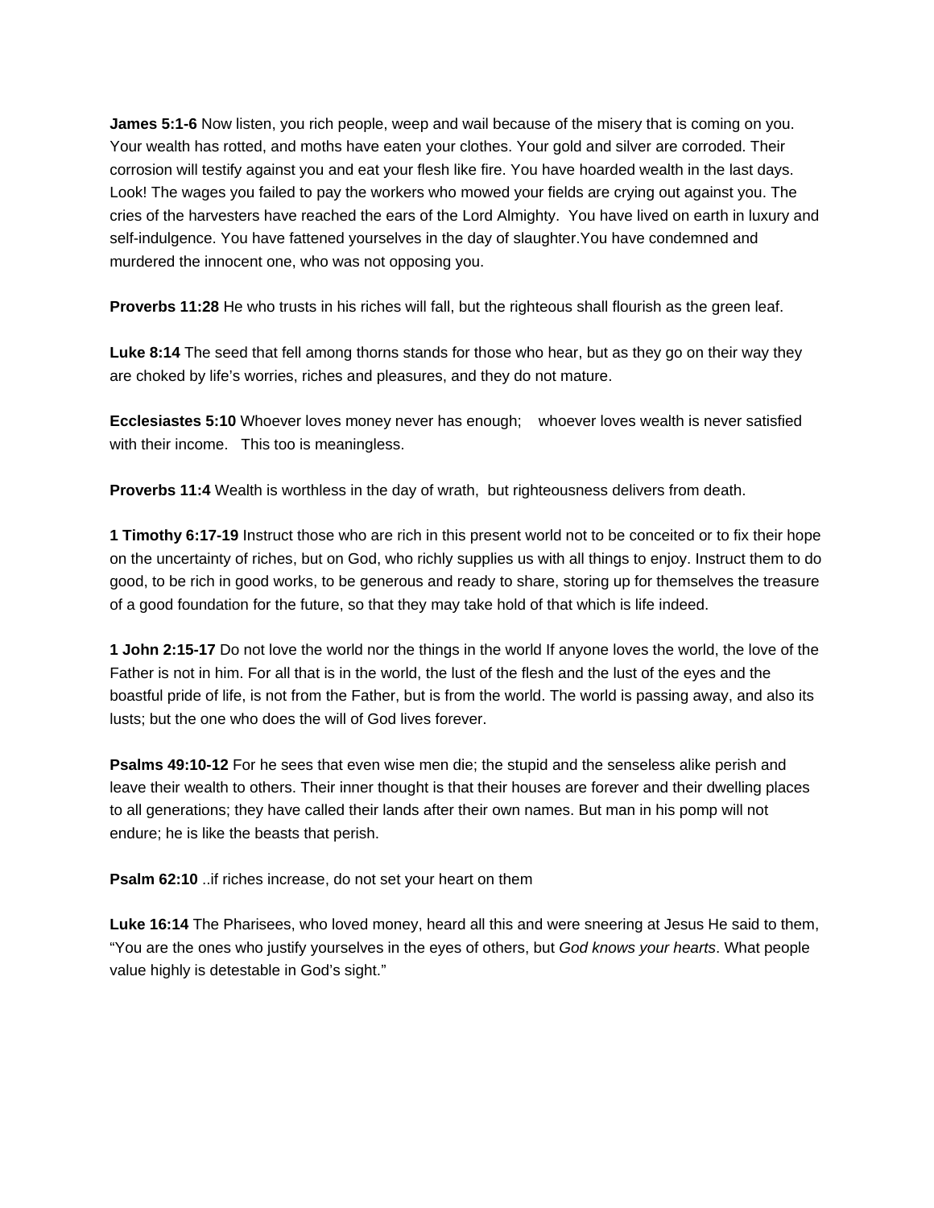**James 5:1-6** Now listen, you rich people, weep and wail because of the misery that is coming on you. Your wealth has rotted, and moths have eaten your clothes. Your gold and silver are corroded. Their corrosion will testify against you and eat your flesh like fire. You have hoarded wealth in the last days. Look! The wages you failed to pay the workers who mowed your fields are crying out against you. The cries of the harvesters have reached the ears of the Lord Almighty. You have lived on earth in luxury and self-indulgence. You have fattened yourselves in the day of slaughter.You have condemned and murdered the innocent one, who was not opposing you.

**Proverbs 11:28** He who trusts in his riches will fall, but the righteous shall flourish as the green leaf.

**Luke 8:14** The seed that fell among thorns stands for those who hear, but as they go on their way they are choked by life's worries, riches and pleasures, and they do not mature.

**Ecclesiastes 5:10** Whoever loves money never has enough; whoever loves wealth is never satisfied with their income. This too is meaningless.

**Proverbs 11:4** Wealth is worthless in the day of wrath, but righteousness delivers from death.

**1 Timothy 6:17-19** Instruct those who are rich in this present world not to be conceited or to fix their hope on the uncertainty of riches, but on God, who richly supplies us with all things to enjoy. Instruct them to do good, to be rich in good works, to be generous and ready to share, storing up for themselves the treasure of a good foundation for the future, so that they may take hold of that which is life indeed.

**1 John 2:15-17** Do not love the world nor the things in the world If anyone loves the world, the love of the Father is not in him. For all that is in the world, the lust of the flesh and the lust of the eyes and the boastful pride of life, is not from the Father, but is from the world. The world is passing away, and also its lusts; but the one who does the will of God lives forever.

**Psalms 49:10-12** For he sees that even wise men die; the stupid and the senseless alike perish and leave their wealth to others. Their inner thought is that their houses are forever and their dwelling places to all generations; they have called their lands after their own names. But man in his pomp will not endure; he is like the beasts that perish.

**Psalm 62:10** ..if riches increase, do not set your heart on them

**Luke 16:14** The Pharisees, who loved money, heard all this and were sneering at Jesus He said to them, "You are the ones who justify yourselves in the eyes of others, but *God knows your hearts*. What people value highly is detestable in God's sight."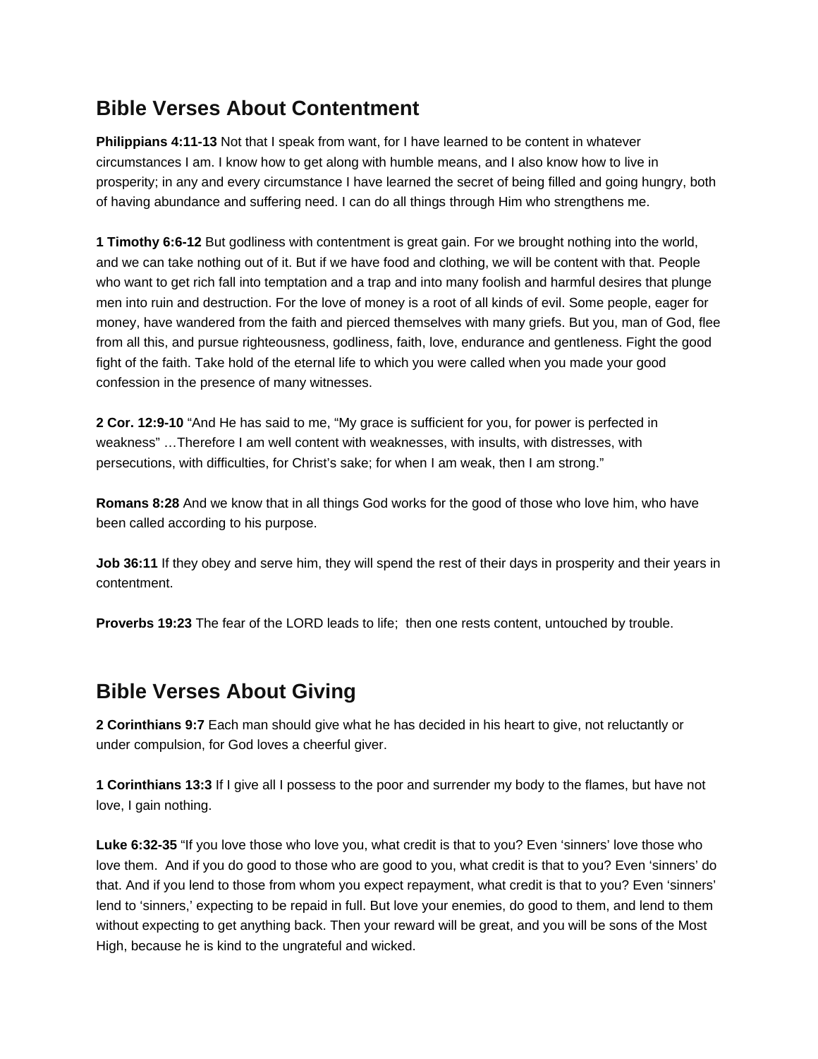## Bible Verses About Contentment

**Philippians 4:11-13** Not that I speak from want, for I have learned to be content in whatever circumstances I am. I know how to get along with humble means, and I also know how to live in prosperity; in any and every circumstance I have learned the secret of being filled and going hungry, both of having abundance and suffering need. I can do all things through Him who strengthens me.

**1 Timothy 6:6-12** But godliness with contentment is great gain. For we brought nothing into the world, and we can take nothing out of it. But if we have food and clothing, we will be content with that. People who want to get rich fall into temptation and a trap and into many foolish and harmful desires that plunge men into ruin and destruction. For the love of money is a root of all kinds of evil. Some people, eager for money, have wandered from the faith and pierced themselves with many griefs. But you, man of God, flee from all this, and pursue righteousness, godliness, faith, love, endurance and gentleness. Fight the good fight of the faith. Take hold of the eternal life to which you were called when you made your good confession in the presence of many witnesses.

**2 Cor. 12:9-10** "And He has said to me, "My grace is sufficient for you, for power is perfected in weakness" …Therefore I am well content with weaknesses, with insults, with distresses, with persecutions, with difficulties, for Christ's sake; for when I am weak, then I am strong."

**Romans 8:28** And we know that in all things God works for the good of those who love him, who have been called according to his purpose.

**Job 36:11** If they obey and serve him, they will spend the rest of their days in prosperity and their years in contentment.

**Proverbs 19:23** The fear of the LORD leads to life; then one rests content, untouched by trouble.

## Bible Verses About Giving

**2 Corinthians 9:7** Each man should give what he has decided in his heart to give, not reluctantly or under compulsion, for God loves a cheerful giver.

**1 Corinthians 13:3** If I give all I possess to the poor and surrender my body to the flames, but have not love, I gain nothing.

**Luke 6:32-35** "If you love those who love you, what credit is that to you? Even 'sinners' love those who love them. And if you do good to those who are good to you, what credit is that to you? Even 'sinners' do that. And if you lend to those from whom you expect repayment, what credit is that to you? Even 'sinners' lend to 'sinners,' expecting to be repaid in full. But love your enemies, do good to them, and lend to them without expecting to get anything back. Then your reward will be great, and you will be sons of the Most High, because he is kind to the ungrateful and wicked.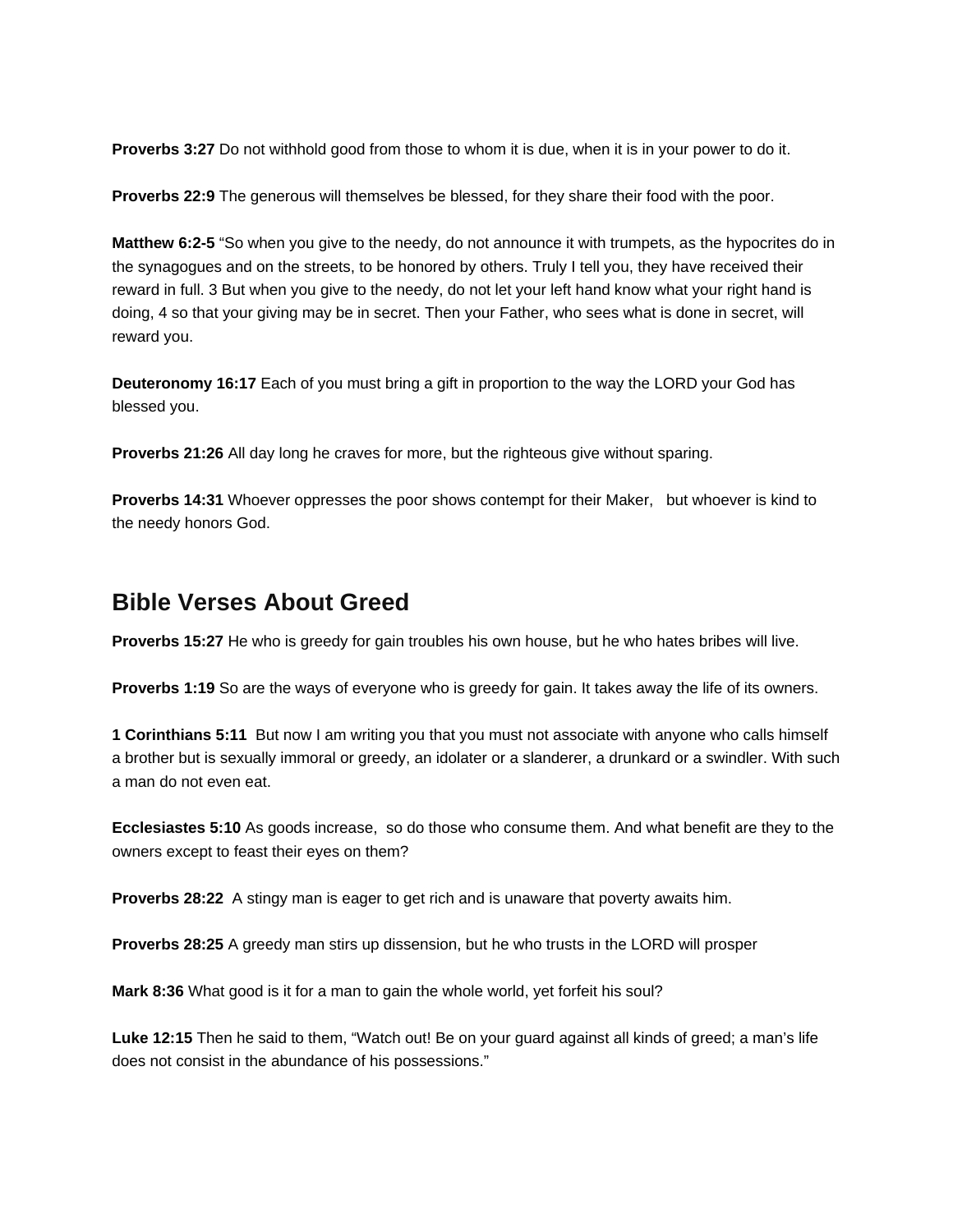**Proverbs 3:27** Do not withhold good from those to whom it is due, when it is in your power to do it.

**Proverbs 22:9** The generous will themselves be blessed, for they share their food with the poor.

**Matthew 6:2-5** "So when you give to the needy, do not announce it with trumpets, as the hypocrites do in the synagogues and on the streets, to be honored by others. Truly I tell you, they have received their reward in full. 3 But when you give to the needy, do not let your left hand know what your right hand is doing, 4 so that your giving may be in secret. Then your Father, who sees what is done in secret, will reward you.

**Deuteronomy 16:17** Each of you must bring a gift in proportion to the way the LORD your God has blessed you.

**Proverbs 21:26** All day long he craves for more, but the righteous give without sparing.

**Proverbs 14:31** Whoever oppresses the poor shows contempt for their Maker, but whoever is kind to the needy honors God.

## Bible Verses About Greed

**Proverbs 15:27** He who is greedy for gain troubles his own house, but he who hates bribes will live.

**Proverbs 1:19** So are the ways of everyone who is greedy for gain. It takes away the life of its owners.

**1 Corinthians 5:11** But now I am writing you that you must not associate with anyone who calls himself a brother but is sexually immoral or greedy, an idolater or a slanderer, a drunkard or a swindler. With such a man do not even eat.

**Ecclesiastes 5:10** As goods increase, so do those who consume them. And what benefit are they to the owners except to feast their eyes on them?

**Proverbs 28:22** A stingy man is eager to get rich and is unaware that poverty awaits him.

**Proverbs 28:25** A greedy man stirs up dissension, but he who trusts in the LORD will prosper

**Mark 8:36** What good is it for a man to gain the whole world, yet forfeit his soul?

**Luke 12:15** Then he said to them, "Watch out! Be on your guard against all kinds of greed; a man's life does not consist in the abundance of his possessions."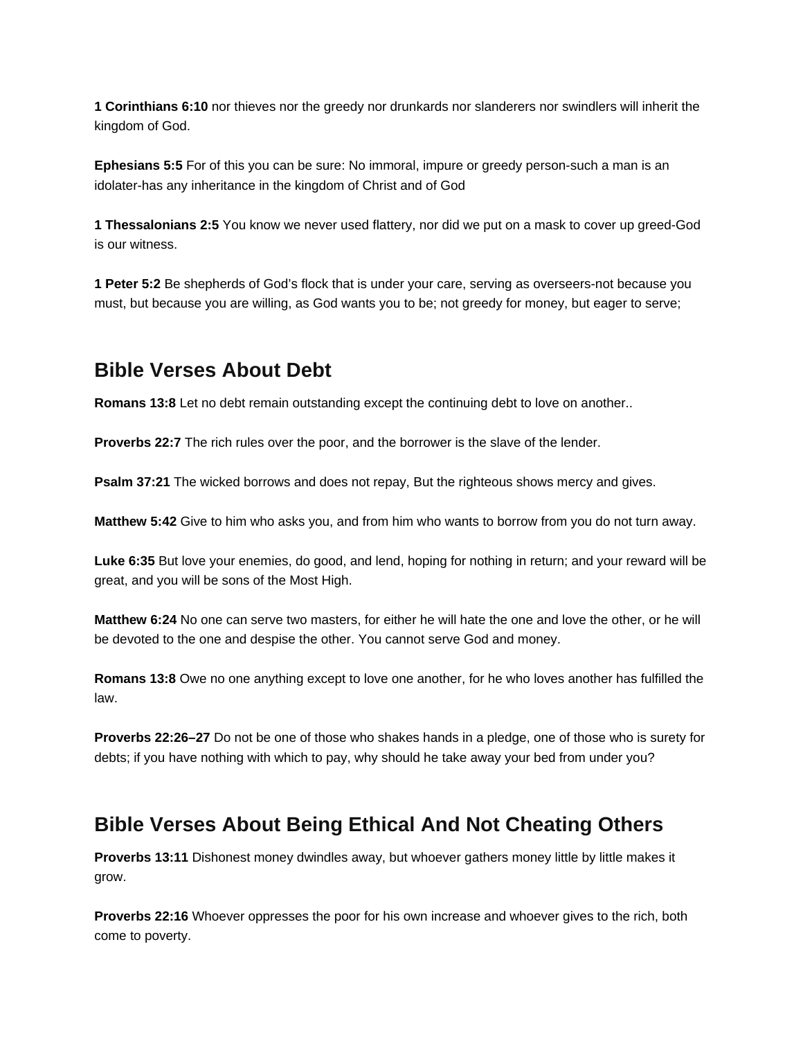**1 Corinthians 6:10** nor thieves nor the greedy nor drunkards nor slanderers nor swindlers will inherit the kingdom of God.

**Ephesians 5:5** For of this you can be sure: No immoral, impure or greedy person-such a man is an idolater-has any inheritance in the kingdom of Christ and of God

**1 Thessalonians 2:5** You know we never used flattery, nor did we put on a mask to cover up greed-God is our witness.

**1 Peter 5:2** Be shepherds of God's flock that is under your care, serving as overseers-not because you must, but because you are willing, as God wants you to be; not greedy for money, but eager to serve;

## Bible Verses About Debt

**Romans 13:8** Let no debt remain outstanding except the continuing debt to love on another..

**Proverbs 22:7** The rich rules over the poor, and the borrower is the slave of the lender.

**Psalm 37:21** The wicked borrows and does not repay, But the righteous shows mercy and gives.

**Matthew 5:42** Give to him who asks you, and from him who wants to borrow from you do not turn away.

**Luke 6:35** But love your enemies, do good, and lend, hoping for nothing in return; and your reward will be great, and you will be sons of the Most High.

**Matthew 6:24** No one can serve two masters, for either he will hate the one and love the other, or he will be devoted to the one and despise the other. You cannot serve God and money.

**Romans 13:8** Owe no one anything except to love one another, for he who loves another has fulfilled the law.

**Proverbs 22:26–27** Do not be one of those who shakes hands in a pledge, one of those who is surety for debts; if you have nothing with which to pay, why should he take away your bed from under you?

## Bible Verses About Being Ethical And Not Cheating Others

**Proverbs 13:11** Dishonest money dwindles away, but whoever gathers money little by little makes it grow.

**Proverbs 22:16** Whoever oppresses the poor for his own increase and whoever gives to the rich, both come to poverty.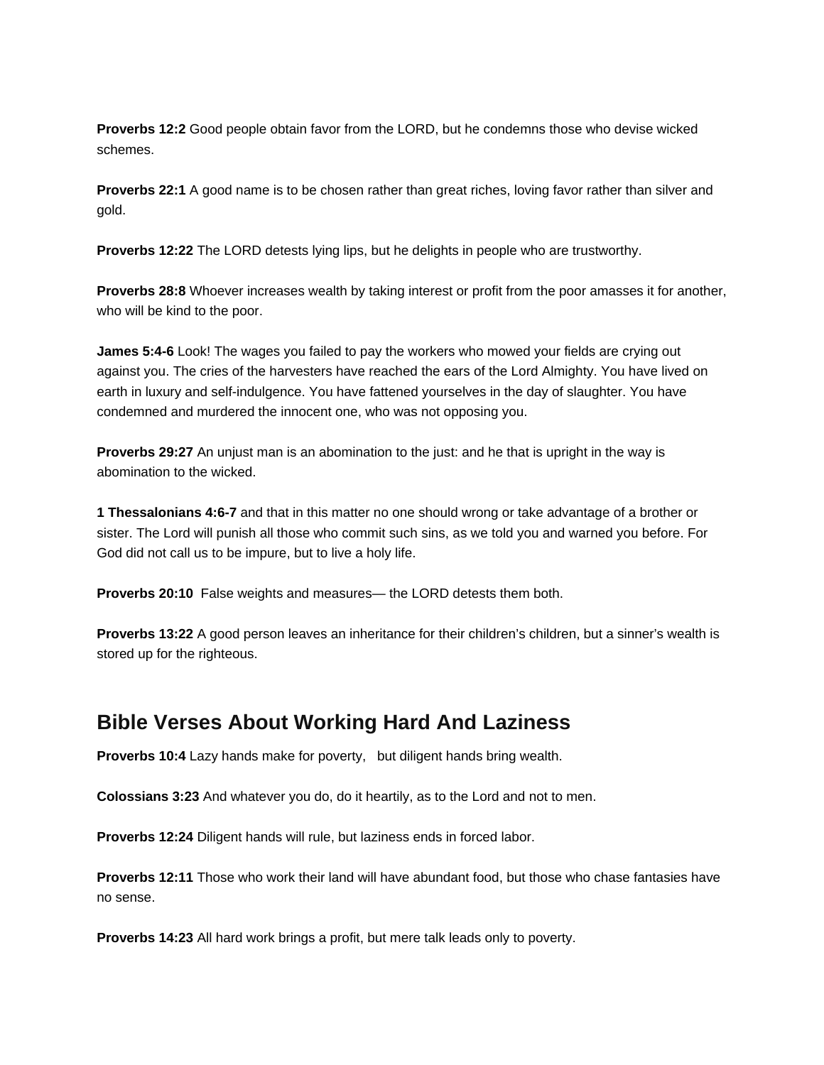**Proverbs 12:2** Good people obtain favor from the LORD, but he condemns those who devise wicked schemes.

**Proverbs 22:1** A good name is to be chosen rather than great riches, loving favor rather than silver and gold.

**Proverbs 12:22** The LORD detests lying lips, but he delights in people who are trustworthy.

**Proverbs 28:8** Whoever increases wealth by taking interest or profit from the poor amasses it for another, who will be kind to the poor.

**James 5:4-6** Look! The wages you failed to pay the workers who mowed your fields are crying out against you. The cries of the harvesters have reached the ears of the Lord Almighty. You have lived on earth in luxury and self-indulgence. You have fattened yourselves in the day of slaughter. You have condemned and murdered the innocent one, who was not opposing you.

**Proverbs 29:27** An unjust man is an abomination to the just: and he that is upright in the way is abomination to the wicked.

**1 Thessalonians 4:6-7** and that in this matter no one should wrong or take advantage of a brother or sister. The Lord will punish all those who commit such sins, as we told you and warned you before. For God did not call us to be impure, but to live a holy life.

**Proverbs 20:10** False weights and measures— the LORD detests them both.

**Proverbs 13:22** A good person leaves an inheritance for their children's children, but a sinner's wealth is stored up for the righteous.

## Bible Verses About Working Hard And Laziness

**Proverbs 10:4** Lazy hands make for poverty, but diligent hands bring wealth.

**Colossians 3:23** And whatever you do, do it heartily, as to the Lord and not to men.

**Proverbs 12:24** Diligent hands will rule, but laziness ends in forced labor.

**Proverbs 12:11** Those who work their land will have abundant food, but those who chase fantasies have no sense.

**Proverbs 14:23** All hard work brings a profit, but mere talk leads only to poverty.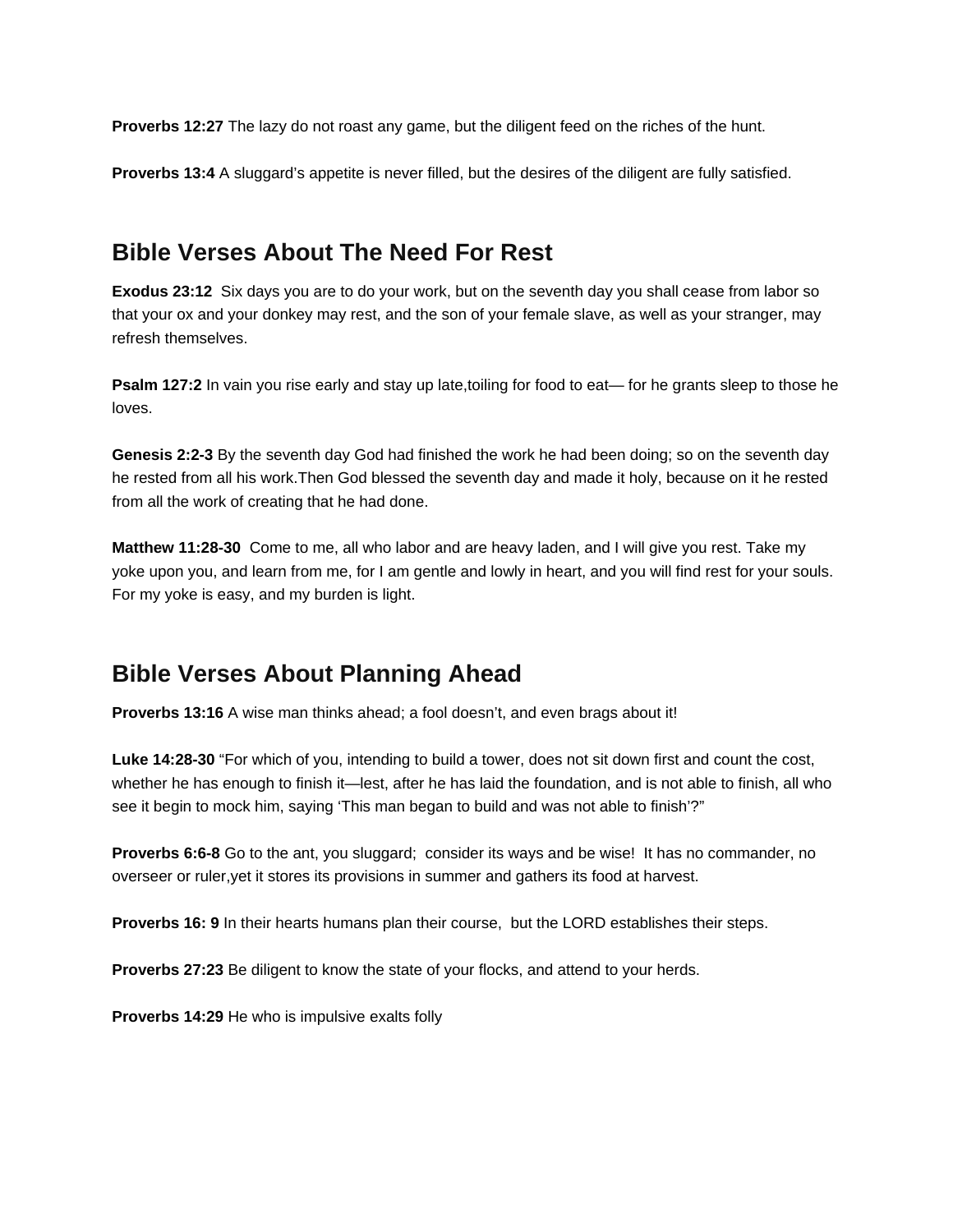**Proverbs 12:27** The lazy do not roast any game, but the diligent feed on the riches of the hunt.

**Proverbs 13:4** A sluggard's appetite is never filled, but the desires of the diligent are fully satisfied.

## Bible Verses About The Need For Rest

**Exodus 23:12** Six days you are to do your work, but on the seventh day you shall cease from labor so that your ox and your donkey may rest, and the son of your female slave, as well as your stranger, may refresh themselves.

**Psalm 127:2** In vain you rise early and stay up late,toiling for food to eat— for he grants sleep to those he loves.

**Genesis 2:2-3** By the seventh day God had finished the work he had been doing; so on the seventh day he rested from all his work.Then God blessed the seventh day and made it holy, because on it he rested from all the work of creating that he had done.

**Matthew 11:28-30** Come to me, all who labor and are heavy laden, and I will give you rest. Take my yoke upon you, and learn from me, for I am gentle and lowly in heart, and you will find rest for your souls. For my yoke is easy, and my burden is light.

## Bible Verses About Planning Ahead

**Proverbs 13:16** A wise man thinks ahead; a fool doesn't, and even brags about it!

**Luke 14:28-30** "For which of you, intending to build a tower, does not sit down first and count the cost, whether he has enough to finish it—lest, after he has laid the foundation, and is not able to finish, all who see it begin to mock him, saying 'This man began to build and was not able to finish'?"

**Proverbs 6:6-8** Go to the ant, you sluggard; consider its ways and be wise! It has no commander, no overseer or ruler,yet it stores its provisions in summer and gathers its food at harvest.

**Proverbs 16: 9** In their hearts humans plan their course, but the LORD establishes their steps.

**Proverbs 27:23** Be diligent to know the state of your flocks, and attend to your herds.

**Proverbs 14:29** He who is impulsive exalts folly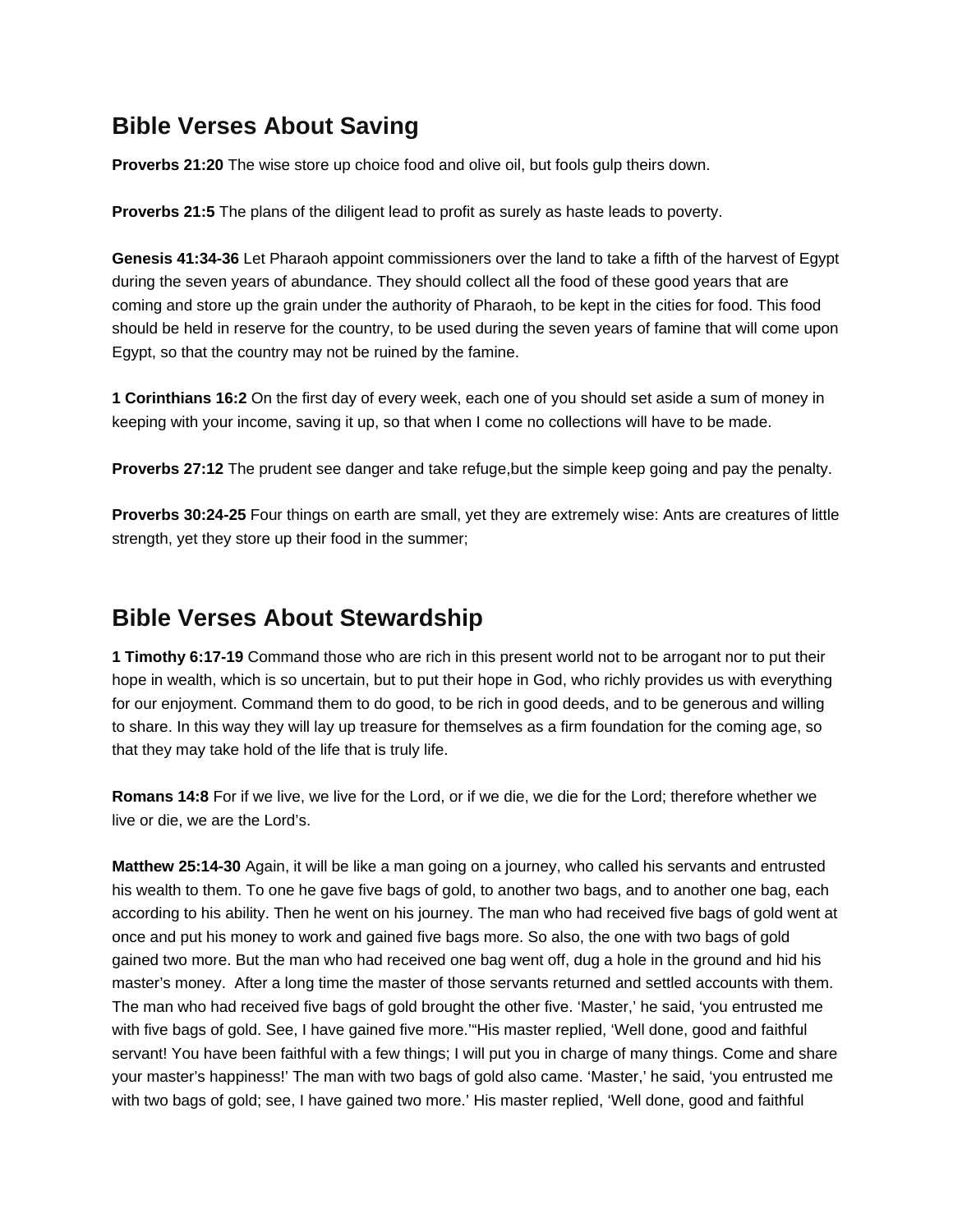## Bible Verses About Saving

**Proverbs 21:20** The wise store up choice food and olive oil, but fools gulp theirs down.

**Proverbs 21:5** The plans of the diligent lead to profit as surely as haste leads to poverty.

**Genesis 41:34-36** Let Pharaoh appoint commissioners over the land to take a fifth of the harvest of Egypt during the seven years of abundance. They should collect all the food of these good years that are coming and store up the grain under the authority of Pharaoh, to be kept in the cities for food. This food should be held in reserve for the country, to be used during the seven years of famine that will come upon Egypt, so that the country may not be ruined by the famine.

**1 Corinthians 16:2** On the first day of every week, each one of you should set aside a sum of money in keeping with your income, saving it up, so that when I come no collections will have to be made.

**Proverbs 27:12** The prudent see danger and take refuge,but the simple keep going and pay the penalty.

**Proverbs 30:24-25** Four things on earth are small, yet they are extremely wise: Ants are creatures of little strength, yet they store up their food in the summer;

## Bible Verses About Stewardship

**1 Timothy 6:17-19** Command those who are rich in this present world not to be arrogant nor to put their hope in wealth, which is so uncertain, but to put their hope in God, who richly provides us with everything for our enjoyment. Command them to do good, to be rich in good deeds, and to be generous and willing to share. In this way they will lay up treasure for themselves as a firm foundation for the coming age, so that they may take hold of the life that is truly life.

**Romans 14:8** For if we live, we live for the Lord, or if we die, we die for the Lord; therefore whether we live or die, we are the Lord's.

**Matthew 25:14-30** Again, it will be like a man going on a journey, who called his servants and entrusted his wealth to them. To one he gave five bags of gold, to another two bags, and to another one bag, each according to his ability. Then he went on his journey. The man who had received five bags of gold went at once and put his money to work and gained five bags more. So also, the one with two bags of gold gained two more. But the man who had received one bag went off, dug a hole in the ground and hid his master's money. After a long time the master of those servants returned and settled accounts with them. The man who had received five bags of gold brought the other five. 'Master,' he said, 'you entrusted me with five bags of gold. See, I have gained five more.'"His master replied, 'Well done, good and faithful servant! You have been faithful with a few things; I will put you in charge of many things. Come and share your master's happiness!' The man with two bags of gold also came. 'Master,' he said, 'you entrusted me with two bags of gold; see, I have gained two more.' His master replied, 'Well done, good and faithful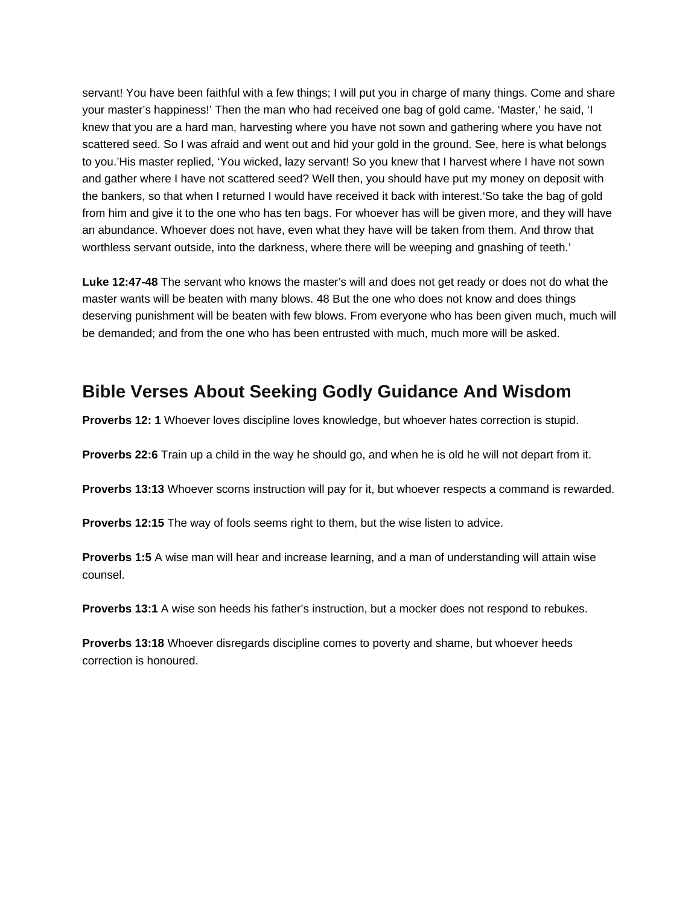servant! You have been faithful with a few things; I will put you in charge of many things. Come and share your master's happiness!' Then the man who had received one bag of gold came. 'Master,' he said, 'I knew that you are a hard man, harvesting where you have not sown and gathering where you have not scattered seed. So I was afraid and went out and hid your gold in the ground. See, here is what belongs to you.'His master replied, 'You wicked, lazy servant! So you knew that I harvest where I have not sown and gather where I have not scattered seed? Well then, you should have put my money on deposit with the bankers, so that when I returned I would have received it back with interest.'So take the bag of gold from him and give it to the one who has ten bags. For whoever has will be given more, and they will have an abundance. Whoever does not have, even what they have will be taken from them. And throw that worthless servant outside, into the darkness, where there will be weeping and gnashing of teeth.'

**Luke 12:47-48** The servant who knows the master's will and does not get ready or does not do what the master wants will be beaten with many blows. 48 But the one who does not know and does things deserving punishment will be beaten with few blows. From everyone who has been given much, much will be demanded; and from the one who has been entrusted with much, much more will be asked.

## Bible Verses About Seeking Godly Guidance And Wisdom

**Proverbs 12: 1** Whoever loves discipline loves knowledge, but whoever hates correction is stupid.

**Proverbs 22:6** Train up a child in the way he should go, and when he is old he will not depart from it.

**Proverbs 13:13** Whoever scorns instruction will pay for it, but whoever respects a command is rewarded.

**Proverbs 12:15** The way of fools seems right to them, but the wise listen to advice.

**Proverbs 1:5** A wise man will hear and increase learning, and a man of understanding will attain wise counsel.

**Proverbs 13:1** A wise son heeds his father's instruction, but a mocker does not respond to rebukes.

**Proverbs 13:18** Whoever disregards discipline comes to poverty and shame, but whoever heeds correction is honoured.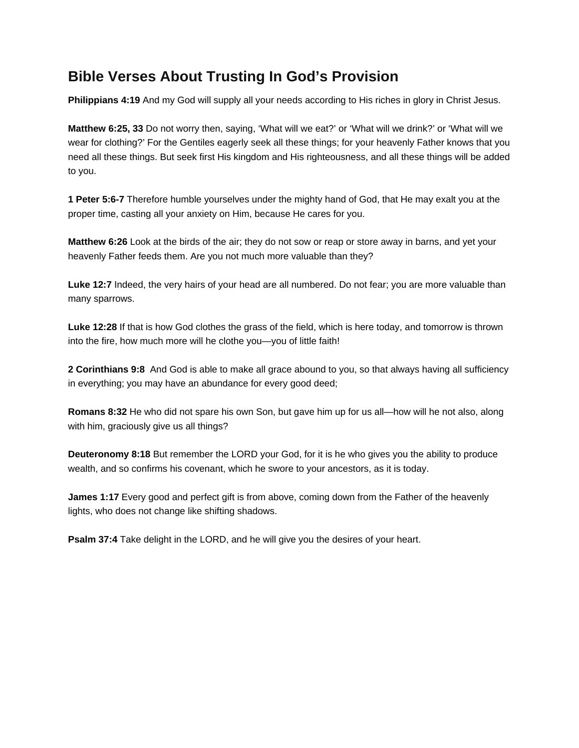## Bible Verses About Trusting In God's Provision

**Philippians 4:19** And my God will supply all your needs according to His riches in glory in Christ Jesus.

**Matthew 6:25, 33** Do not worry then, saying, 'What will we eat?' or 'What will we drink?' or 'What will we wear for clothing?' For the Gentiles eagerly seek all these things; for your heavenly Father knows that you need all these things. But seek first His kingdom and His righteousness, and all these things will be added to you.

**1 Peter 5:6-7** Therefore humble yourselves under the mighty hand of God, that He may exalt you at the proper time, casting all your anxiety on Him, because He cares for you.

**Matthew 6:26** Look at the birds of the air; they do not sow or reap or store away in barns, and yet your heavenly Father feeds them. Are you not much more valuable than they?

**Luke 12:7** Indeed, the very hairs of your head are all numbered. Do not fear; you are more valuable than many sparrows.

**Luke 12:28** If that is how God clothes the grass of the field, which is here today, and tomorrow is thrown into the fire, how much more will he clothe you—you of little faith!

**2 Corinthians 9:8** And God is able to make all grace abound to you, so that always having all sufficiency in everything; you may have an abundance for every good deed;

**Romans 8:32** He who did not spare his own Son, but gave him up for us all—how will he not also, along with him, graciously give us all things?

**Deuteronomy 8:18** But remember the LORD your God, for it is he who gives you the ability to produce wealth, and so confirms his covenant, which he swore to your ancestors, as it is today.

**James 1:17** Every good and perfect gift is from above, coming down from the Father of the heavenly lights, who does not change like shifting shadows.

**Psalm 37:4** Take delight in the LORD, and he will give you the desires of your heart.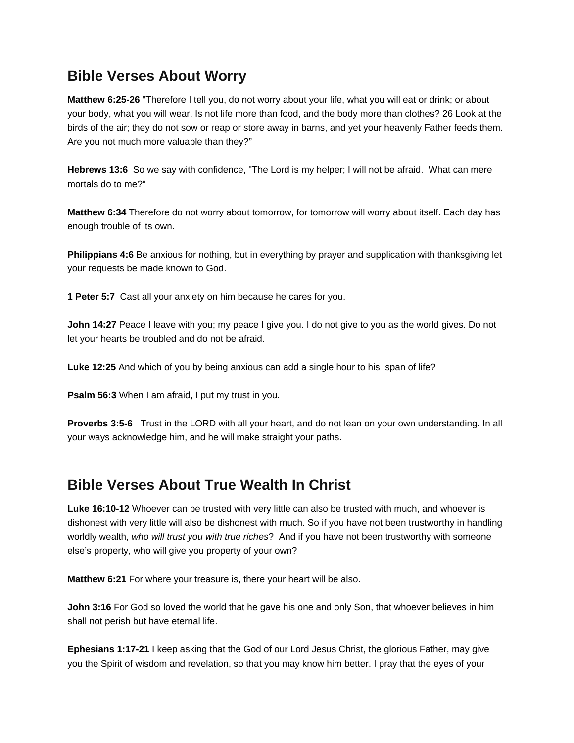## Bible Verses About Worry

**Matthew 6:25-26** “Therefore I tell you, do not worry about your life, what you will eat or drink; or about your body, what you will wear. Is not life more than food, and the body more than clothes? 26 Look at the birds of the air; they do not sow or reap or store away in barns, and yet your heavenly Father feeds them. Are you not much more valuable than they?”

**Hebrews 13:6** So we say with confidence, "The Lord is my helper; I will not be afraid. What can mere mortals do to me?”

**Matthew 6:34** Therefore do not worry about tomorrow, for tomorrow will worry about itself. Each day has enough trouble of its own.

**Philippians 4:6** Be anxious for nothing, but in everything by prayer and supplication with thanksgiving let your requests be made known to God.

**1 Peter 5:7** Cast all your anxiety on him because he cares for you.

**John 14:27** Peace I leave with you; my peace I give you. I do not give to you as the world gives. Do not let your hearts be troubled and do not be afraid.

**Luke 12:25** And which of you by being anxious can add a single hour to his span of life?

**Psalm 56:3** When I am afraid, I put my trust in you.

**Proverbs 3:5-6** Trust in the LORD with all your heart, and do not lean on your own understanding. In all your ways acknowledge him, and he will make straight your paths.

## Bible Verses About True Wealth In Christ

**Luke 16:10-12** Whoever can be trusted with very little can also be trusted with much, and whoever is dishonest with very little will also be dishonest with much. So if you have not been trustworthy in handling worldly wealth, *who will trust you with true riches*? And if you have not been trustworthy with someone else’s property, who will give you property of your own?

**Matthew 6:21** For where your treasure is, there your heart will be also.

**John 3:16** For God so loved the world that he gave his one and only Son, that whoever believes in him shall not perish but have eternal life.

**Ephesians 1:17-21** I keep asking that the God of our Lord Jesus Christ, the glorious Father, may give you the Spirit of wisdom and revelation, so that you may know him better. I pray that the eyes of your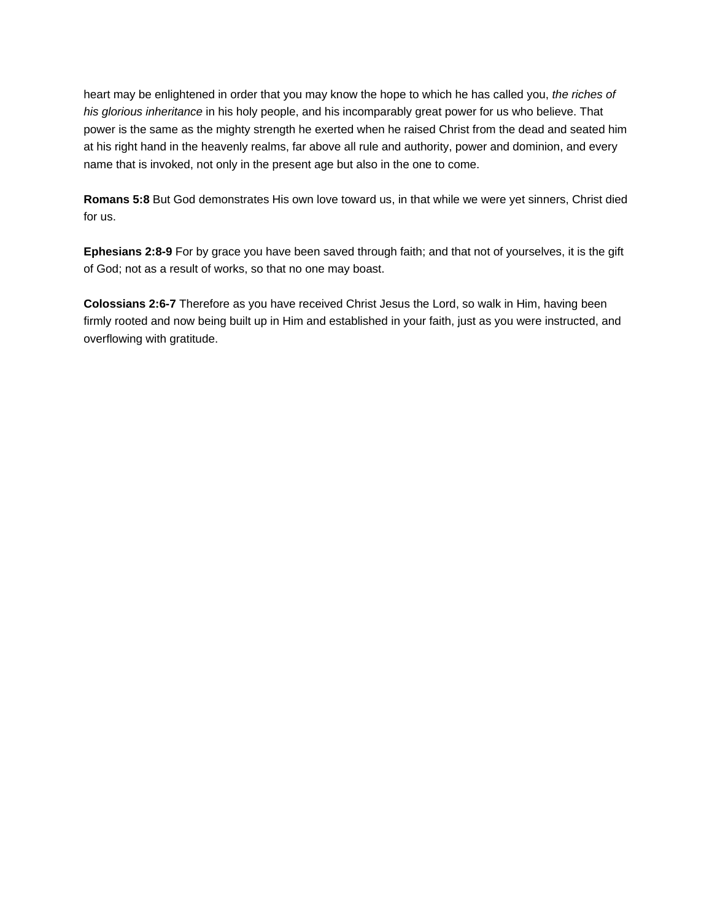heart may be enlightened in order that you may know the hope to which he has called you, *the riches of his glorious inheritance* in his holy people, and his incomparably great power for us who believe. That power is the same as the mighty strength he exerted when he raised Christ from the dead and seated him at his right hand in the heavenly realms, far above all rule and authority, power and dominion, and every name that is invoked, not only in the present age but also in the one to come.

**Romans 5:8** But God demonstrates His own love toward us, in that while we were yet sinners, Christ died for us.

**Ephesians 2:8-9** For by grace you have been saved through faith; and that not of yourselves, it is the gift of God; not as a result of works, so that no one may boast.

**Colossians 2:6-7** Therefore as you have received Christ Jesus the Lord, so walk in Him, having been firmly rooted and now being built up in Him and established in your faith, just as you were instructed, and overflowing with gratitude.